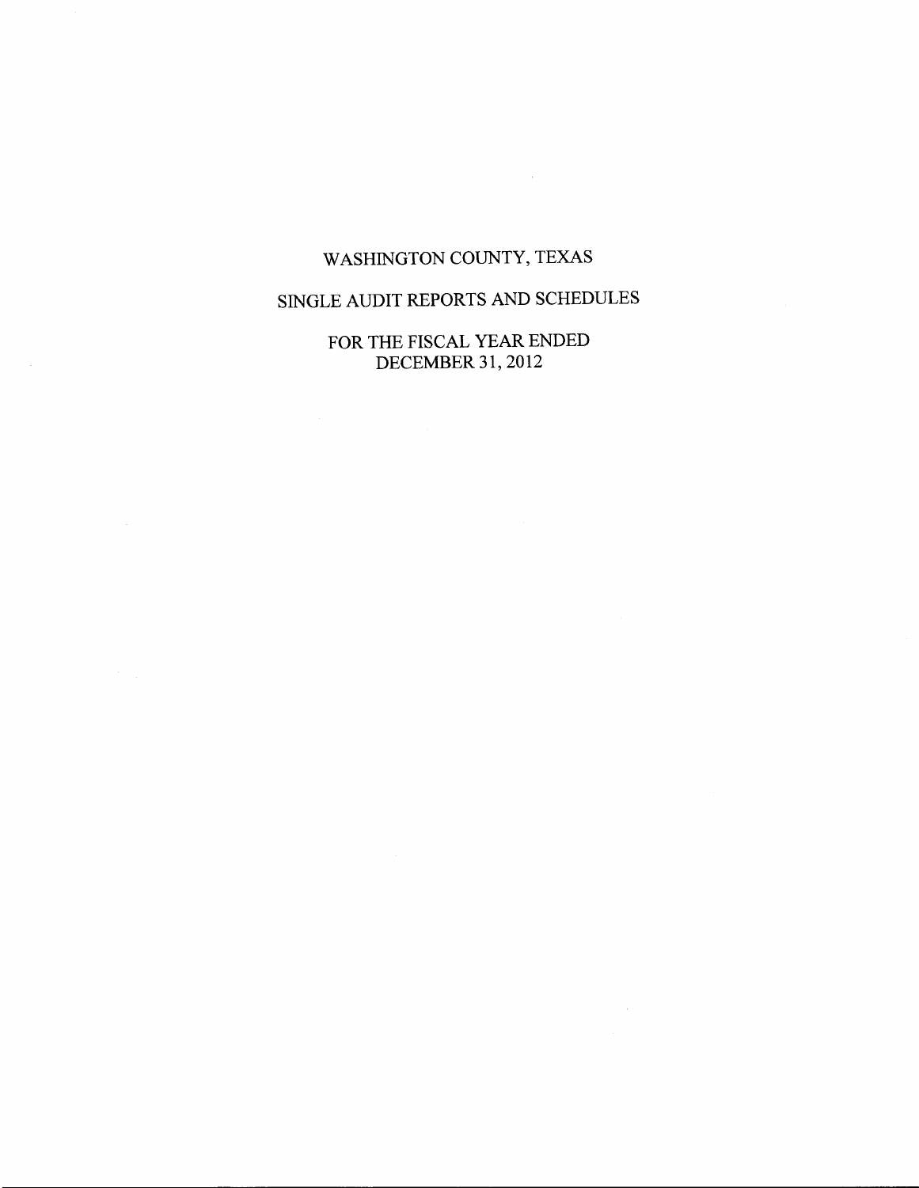# WASHINGTON COUNTY, TEXAS

## SINGLE AUDIT REPORTS AND SCHEDULES

FOR THE FISCAL YEAR ENDED
DECEMBER 31, 2012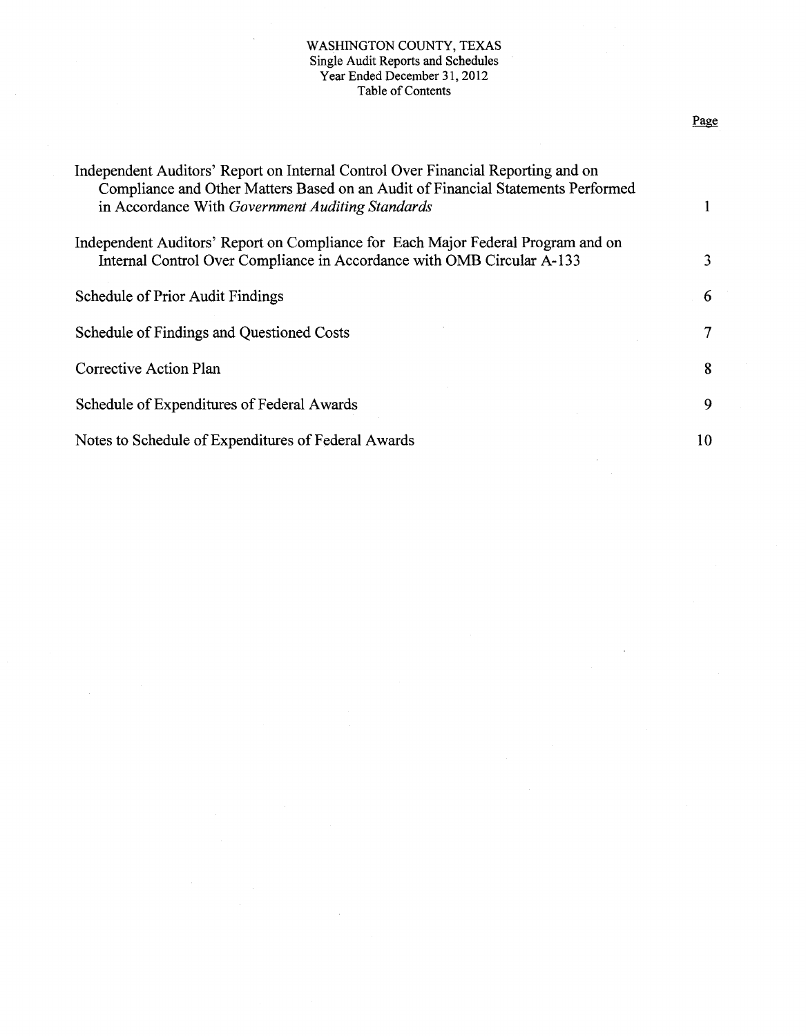# WASHINGTON COUNTY, TEXAS
## Single Audit Reports and Schedules
### Year Ended December 31, 2012
### Table of Contents

| | Page |
|---|---|
| Independent Auditors' Report on Internal Control Over Financial Reporting and on Compliance and Other Matters Based on an Audit of Financial Statements Performed in Accordance With *Government Auditing Standards* | 1 |
| Independent Auditors' Report on Compliance for Each Major Federal Program and on Internal Control Over Compliance in Accordance with OMB Circular A-133 | 3 |
| Schedule of Prior Audit Findings | 6 |
| Schedule of Findings and Questioned Costs | 7 |
| Corrective Action Plan | 8 |
| Schedule of Expenditures of Federal Awards | 9 |
| Notes to Schedule of Expenditures of Federal Awards | 10 |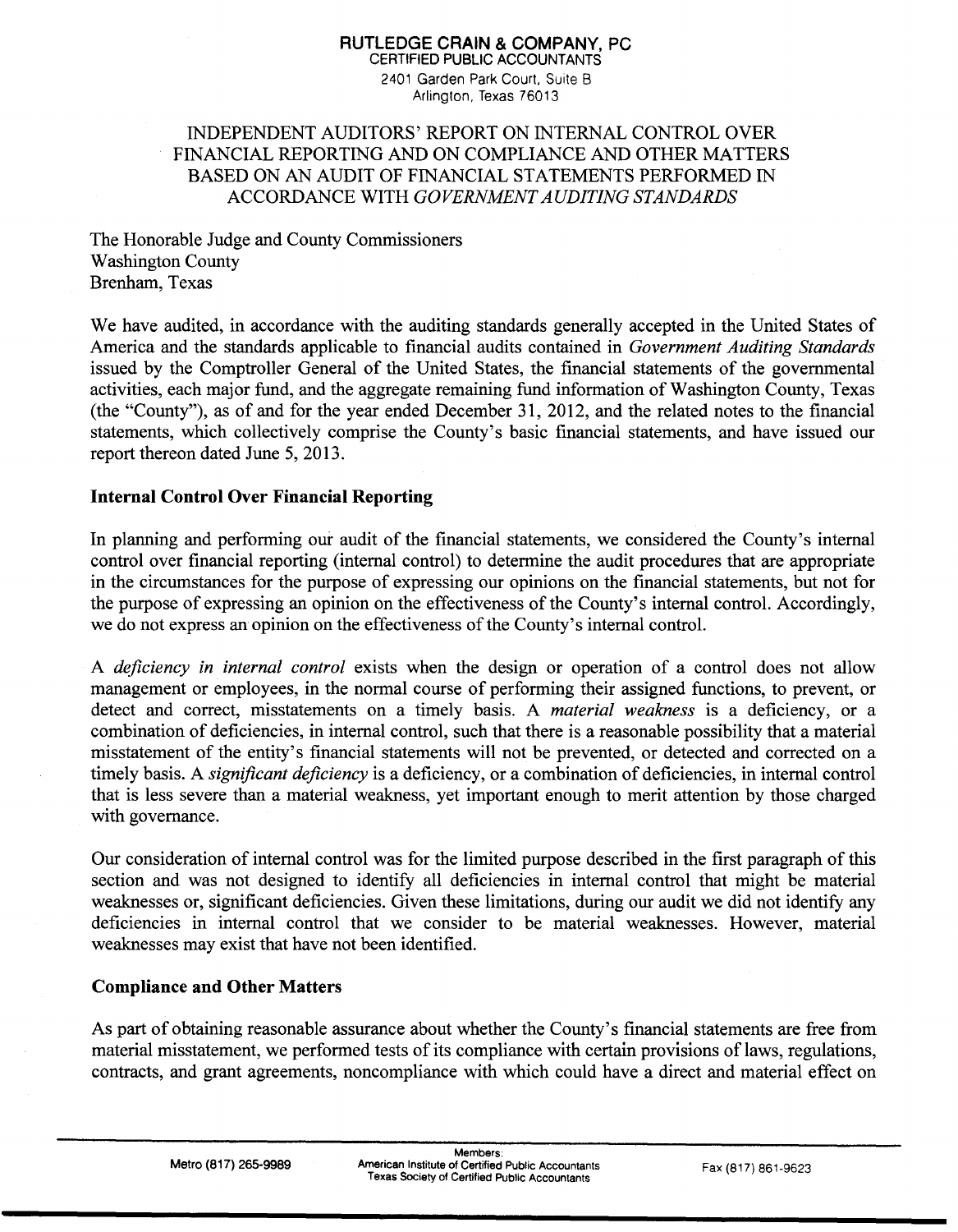**RUTLEDGE CRAIN & COMPANY, PC**
CERTIFIED PUBLIC ACCOUNTANTS
2401 Garden Park Court, Suite B
Arlington, Texas 76013

# INDEPENDENT AUDITORS' REPORT ON INTERNAL CONTROL OVER FINANCIAL REPORTING AND ON COMPLIANCE AND OTHER MATTERS BASED ON AN AUDIT OF FINANCIAL STATEMENTS PERFORMED IN ACCORDANCE WITH *GOVERNMENT AUDITING STANDARDS*

The Honorable Judge and County Commissioners
Washington County
Brenham, Texas

We have audited, in accordance with the auditing standards generally accepted in the United States of America and the standards applicable to financial audits contained in *Government Auditing Standards* issued by the Comptroller General of the United States, the financial statements of the governmental activities, each major fund, and the aggregate remaining fund information of Washington County, Texas (the "County"), as of and for the year ended December 31, 2012, and the related notes to the financial statements, which collectively comprise the County's basic financial statements, and have issued our report thereon dated June 5, 2013.

**Internal Control Over Financial Reporting**

In planning and performing our audit of the financial statements, we considered the County's internal control over financial reporting (internal control) to determine the audit procedures that are appropriate in the circumstances for the purpose of expressing our opinions on the financial statements, but not for the purpose of expressing an opinion on the effectiveness of the County's internal control. Accordingly, we do not express an opinion on the effectiveness of the County's internal control.

A *deficiency in internal control* exists when the design or operation of a control does not allow management or employees, in the normal course of performing their assigned functions, to prevent, or detect and correct, misstatements on a timely basis. A *material weakness* is a deficiency, or a combination of deficiencies, in internal control, such that there is a reasonable possibility that a material misstatement of the entity's financial statements will not be prevented, or detected and corrected on a timely basis. A *significant deficiency* is a deficiency, or a combination of deficiencies, in internal control that is less severe than a material weakness, yet important enough to merit attention by those charged with governance.

Our consideration of internal control was for the limited purpose described in the first paragraph of this section and was not designed to identify all deficiencies in internal control that might be material weaknesses or, significant deficiencies. Given these limitations, during our audit we did not identify any deficiencies in internal control that we consider to be material weaknesses. However, material weaknesses may exist that have not been identified.

**Compliance and Other Matters**

As part of obtaining reasonable assurance about whether the County's financial statements are free from material misstatement, we performed tests of its compliance with certain provisions of laws, regulations, contracts, and grant agreements, noncompliance with which could have a direct and material effect on

Metro (817) 265-9989 | Members: American Institute of Certified Public Accountants, Texas Society of Certified Public Accountants | Fax (817) 861-9623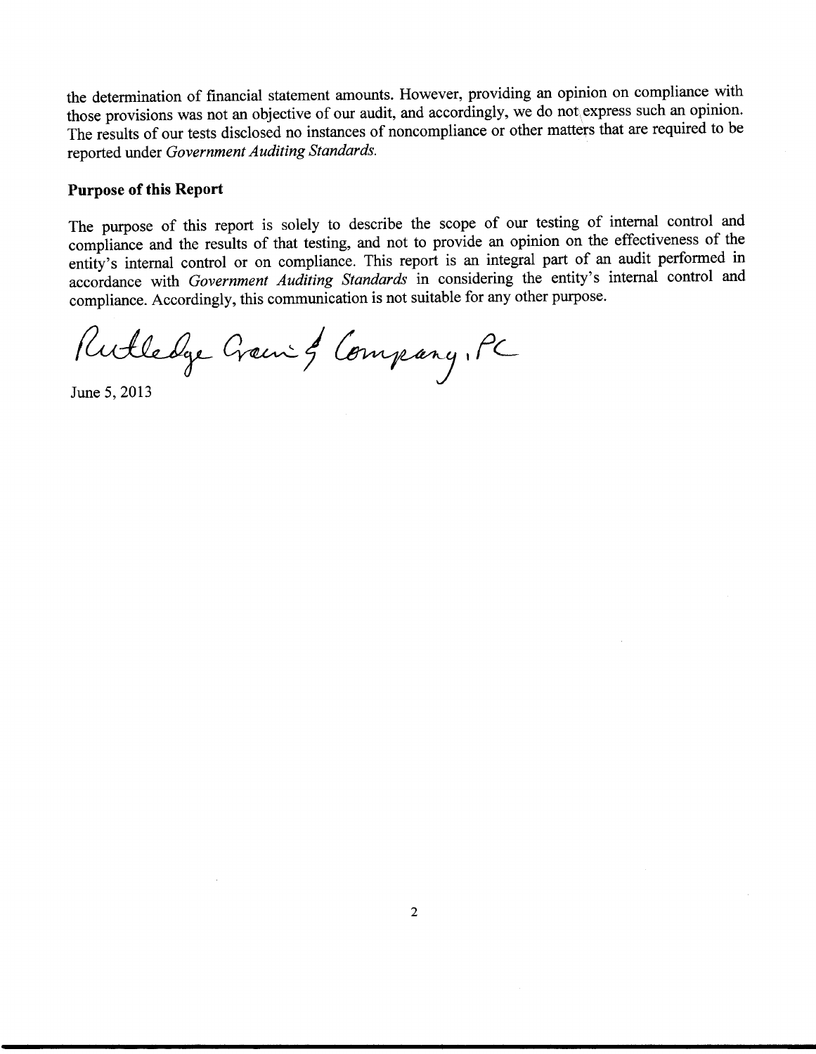the determination of financial statement amounts. However, providing an opinion on compliance with those provisions was not an objective of our audit, and accordingly, we do not express such an opinion. The results of our tests disclosed no instances of noncompliance or other matters that are required to be reported under *Government Auditing Standards.*

**Purpose of this Report**

The purpose of this report is solely to describe the scope of our testing of internal control and compliance and the results of that testing, and not to provide an opinion on the effectiveness of the entity's internal control or on compliance. This report is an integral part of an audit performed in accordance with *Government Auditing Standards* in considering the entity's internal control and compliance. Accordingly, this communication is not suitable for any other purpose.

Rutledge Crain & Company, PC

June 5, 2013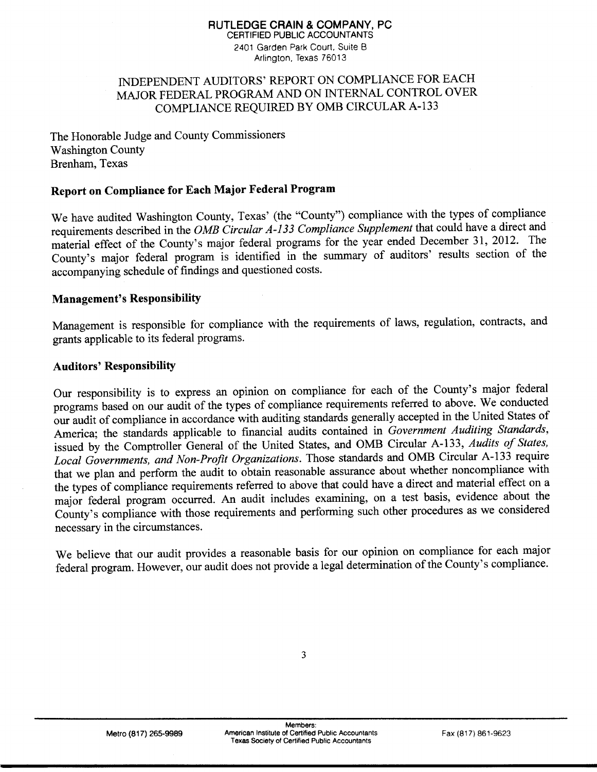**RUTLEDGE CRAIN & COMPANY, PC**
CERTIFIED PUBLIC ACCOUNTANTS
2401 Garden Park Court, Suite B
Arlington, Texas 76013

# INDEPENDENT AUDITORS' REPORT ON COMPLIANCE FOR EACH MAJOR FEDERAL PROGRAM AND ON INTERNAL CONTROL OVER COMPLIANCE REQUIRED BY OMB CIRCULAR A-133

The Honorable Judge and County Commissioners
Washington County
Brenham, Texas

## Report on Compliance for Each Major Federal Program

We have audited Washington County, Texas' (the "County") compliance with the types of compliance requirements described in the *OMB Circular A-133 Compliance Supplement* that could have a direct and material effect of the County's major federal programs for the year ended December 31, 2012. The County's major federal program is identified in the summary of auditors' results section of the accompanying schedule of findings and questioned costs.

## Management's Responsibility

Management is responsible for compliance with the requirements of laws, regulation, contracts, and grants applicable to its federal programs.

## Auditors' Responsibility

Our responsibility is to express an opinion on compliance for each of the County's major federal programs based on our audit of the types of compliance requirements referred to above. We conducted our audit of compliance in accordance with auditing standards generally accepted in the United States of America; the standards applicable to financial audits contained in *Government Auditing Standards*, issued by the Comptroller General of the United States, and OMB Circular A-133, *Audits of States, Local Governments, and Non-Profit Organizations*. Those standards and OMB Circular A-133 require that we plan and perform the audit to obtain reasonable assurance about whether noncompliance with the types of compliance requirements referred to above that could have a direct and material effect on a major federal program occurred. An audit includes examining, on a test basis, evidence about the County's compliance with those requirements and performing such other procedures as we considered necessary in the circumstances.

We believe that our audit provides a reasonable basis for our opinion on compliance for each major federal program. However, our audit does not provide a legal determination of the County's compliance.

Metro (817) 265-9989 | Members: American Institute of Certified Public Accountants, Texas Society of Certified Public Accountants | Fax (817) 861-9623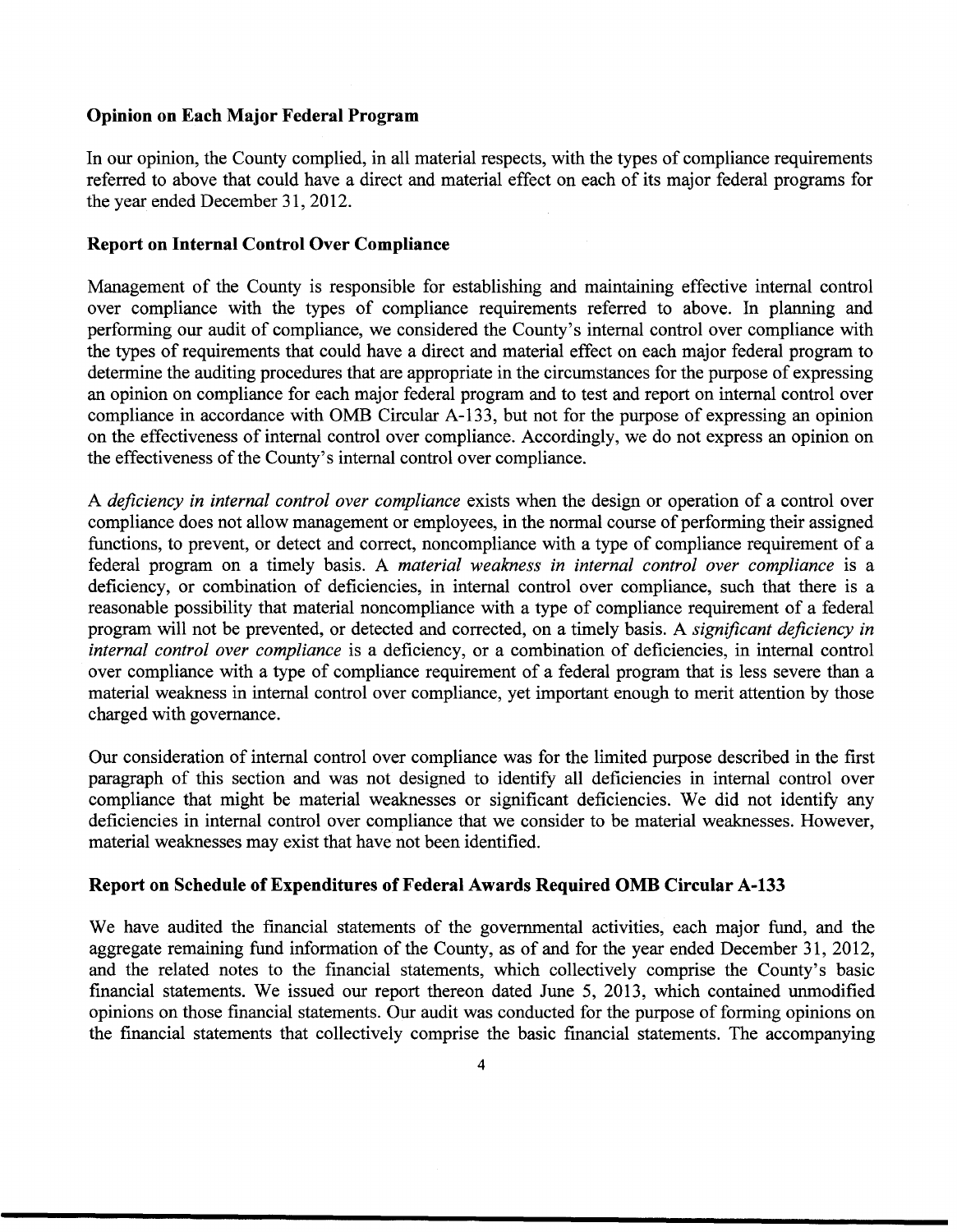## Opinion on Each Major Federal Program

In our opinion, the County complied, in all material respects, with the types of compliance requirements referred to above that could have a direct and material effect on each of its major federal programs for the year ended December 31, 2012.

## Report on Internal Control Over Compliance

Management of the County is responsible for establishing and maintaining effective internal control over compliance with the types of compliance requirements referred to above. In planning and performing our audit of compliance, we considered the County's internal control over compliance with the types of requirements that could have a direct and material effect on each major federal program to determine the auditing procedures that are appropriate in the circumstances for the purpose of expressing an opinion on compliance for each major federal program and to test and report on internal control over compliance in accordance with OMB Circular A-133, but not for the purpose of expressing an opinion on the effectiveness of internal control over compliance. Accordingly, we do not express an opinion on the effectiveness of the County's internal control over compliance.

A *deficiency in internal control over compliance* exists when the design or operation of a control over compliance does not allow management or employees, in the normal course of performing their assigned functions, to prevent, or detect and correct, noncompliance with a type of compliance requirement of a federal program on a timely basis. A *material weakness in internal control over compliance* is a deficiency, or combination of deficiencies, in internal control over compliance, such that there is a reasonable possibility that material noncompliance with a type of compliance requirement of a federal program will not be prevented, or detected and corrected, on a timely basis. A *significant deficiency in internal control over compliance* is a deficiency, or a combination of deficiencies, in internal control over compliance with a type of compliance requirement of a federal program that is less severe than a material weakness in internal control over compliance, yet important enough to merit attention by those charged with governance.

Our consideration of internal control over compliance was for the limited purpose described in the first paragraph of this section and was not designed to identify all deficiencies in internal control over compliance that might be material weaknesses or significant deficiencies. We did not identify any deficiencies in internal control over compliance that we consider to be material weaknesses. However, material weaknesses may exist that have not been identified.

## Report on Schedule of Expenditures of Federal Awards Required OMB Circular A-133

We have audited the financial statements of the governmental activities, each major fund, and the aggregate remaining fund information of the County, as of and for the year ended December 31, 2012, and the related notes to the financial statements, which collectively comprise the County's basic financial statements. We issued our report thereon dated June 5, 2013, which contained unmodified opinions on those financial statements. Our audit was conducted for the purpose of forming opinions on the financial statements that collectively comprise the basic financial statements. The accompanying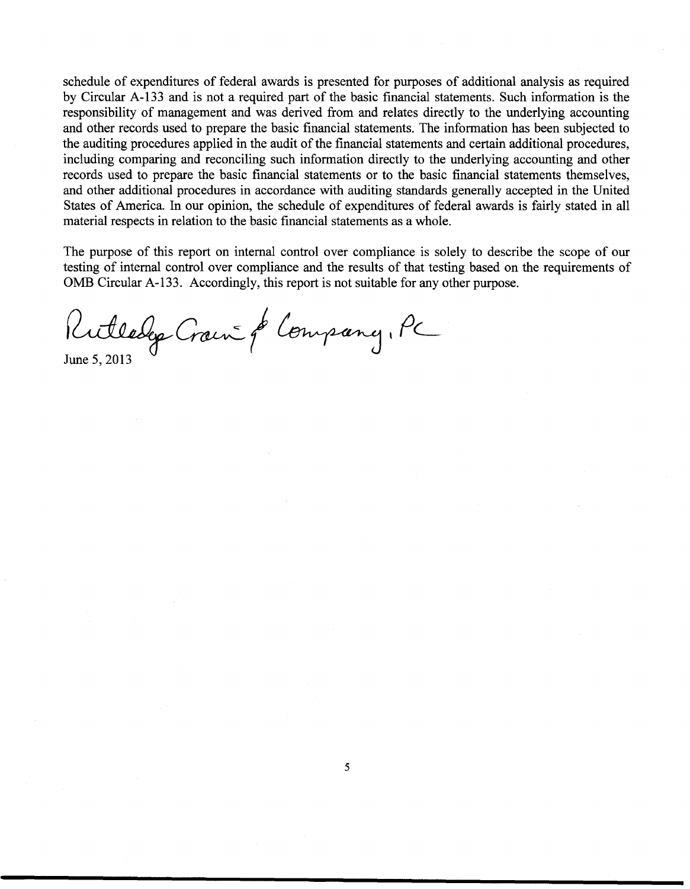schedule of expenditures of federal awards is presented for purposes of additional analysis as required by Circular A-133 and is not a required part of the basic financial statements. Such information is the responsibility of management and was derived from and relates directly to the underlying accounting and other records used to prepare the basic financial statements. The information has been subjected to the auditing procedures applied in the audit of the financial statements and certain additional procedures, including comparing and reconciling such information directly to the underlying accounting and other records used to prepare the basic financial statements or to the basic financial statements themselves, and other additional procedures in accordance with auditing standards generally accepted in the United States of America. In our opinion, the schedule of expenditures of federal awards is fairly stated in all material respects in relation to the basic financial statements as a whole.

The purpose of this report on internal control over compliance is solely to describe the scope of our testing of internal control over compliance and the results of that testing based on the requirements of OMB Circular A-133. Accordingly, this report is not suitable for any other purpose.

Rutledge Crain & Company, PC

June 5, 2013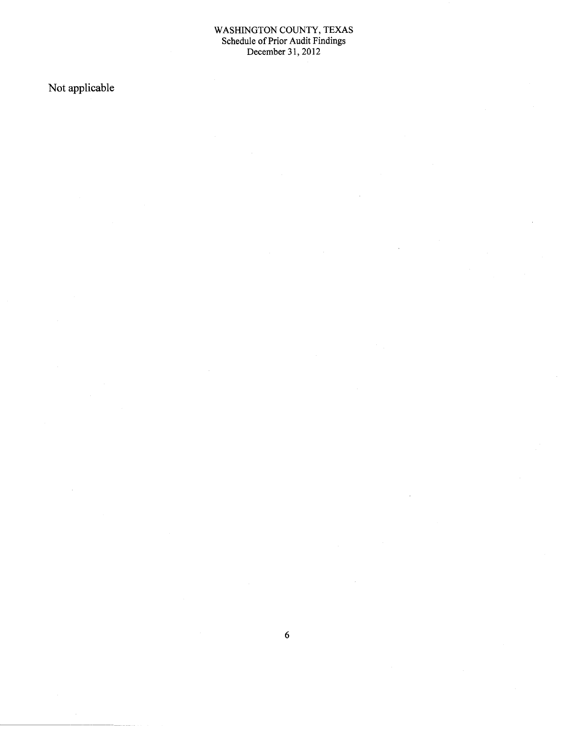# WASHINGTON COUNTY, TEXAS
## Schedule of Prior Audit Findings
## December 31, 2012

Not applicable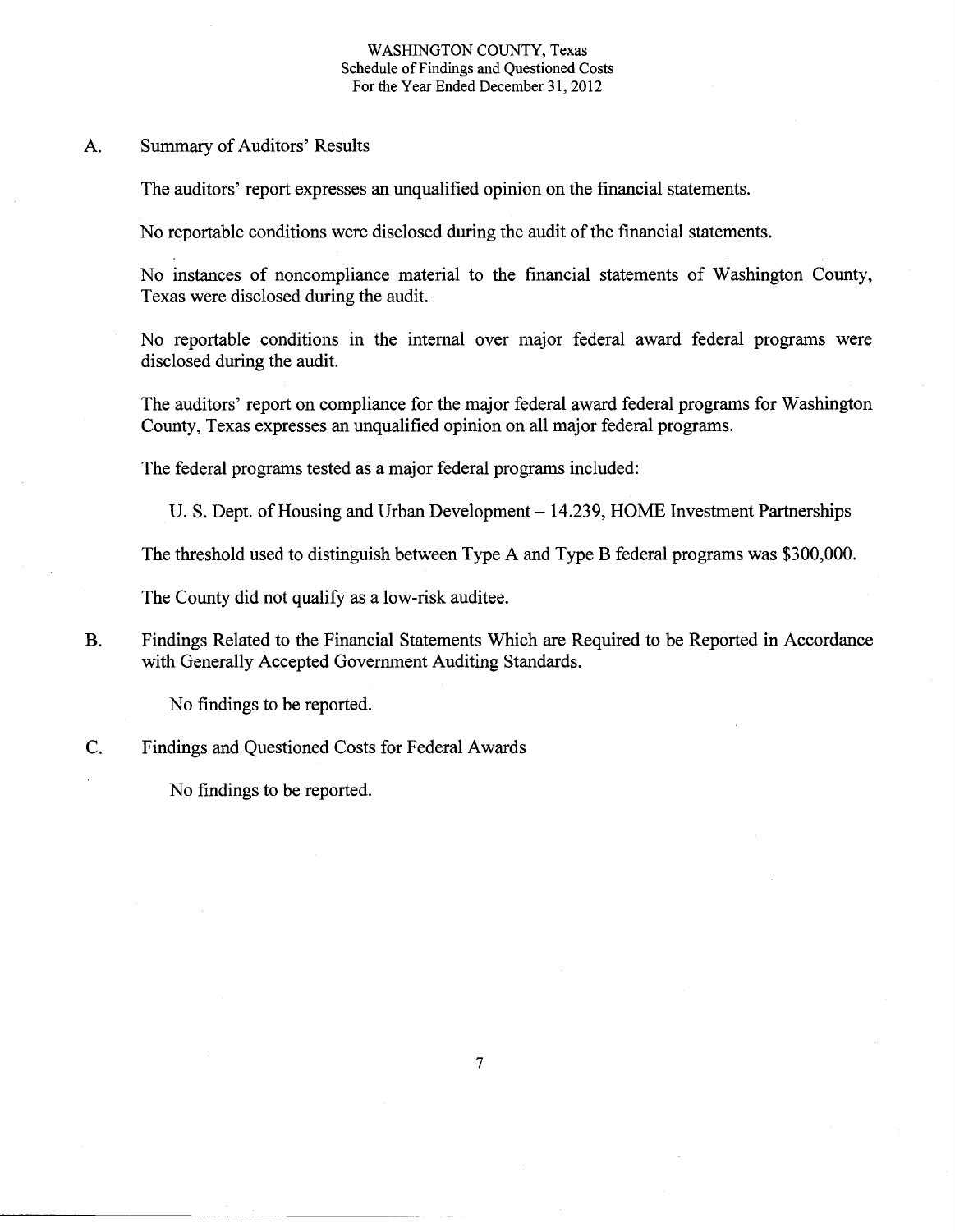# WASHINGTON COUNTY, Texas
## Schedule of Findings and Questioned Costs
## For the Year Ended December 31, 2012

A. Summary of Auditors' Results

The auditors' report expresses an unqualified opinion on the financial statements.

No reportable conditions were disclosed during the audit of the financial statements.

No instances of noncompliance material to the financial statements of Washington County, Texas were disclosed during the audit.

No reportable conditions in the internal over major federal award federal programs were disclosed during the audit.

The auditors' report on compliance for the major federal award federal programs for Washington County, Texas expresses an unqualified opinion on all major federal programs.

The federal programs tested as a major federal programs included:

U. S. Dept. of Housing and Urban Development – 14.239, HOME Investment Partnerships

The threshold used to distinguish between Type A and Type B federal programs was $300,000.

The County did not qualify as a low-risk auditee.

B. Findings Related to the Financial Statements Which are Required to be Reported in Accordance with Generally Accepted Government Auditing Standards.

No findings to be reported.

C. Findings and Questioned Costs for Federal Awards

No findings to be reported.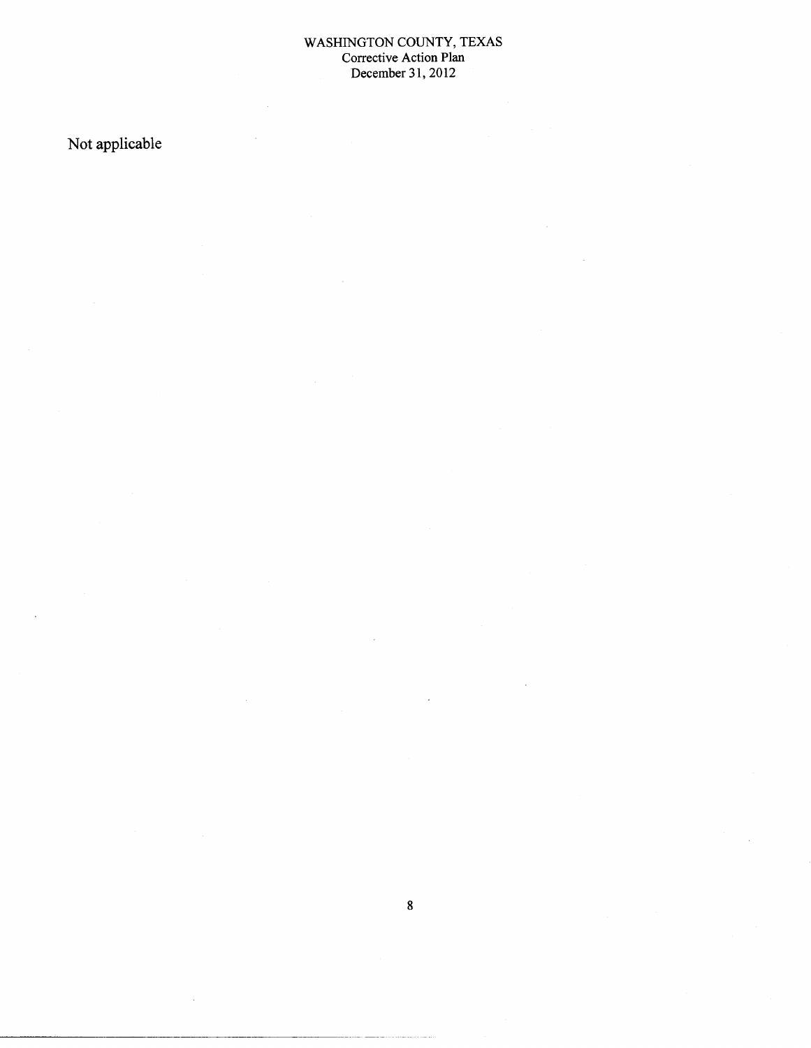# WASHINGTON COUNTY, TEXAS
## Corrective Action Plan
## December 31, 2012

Not applicable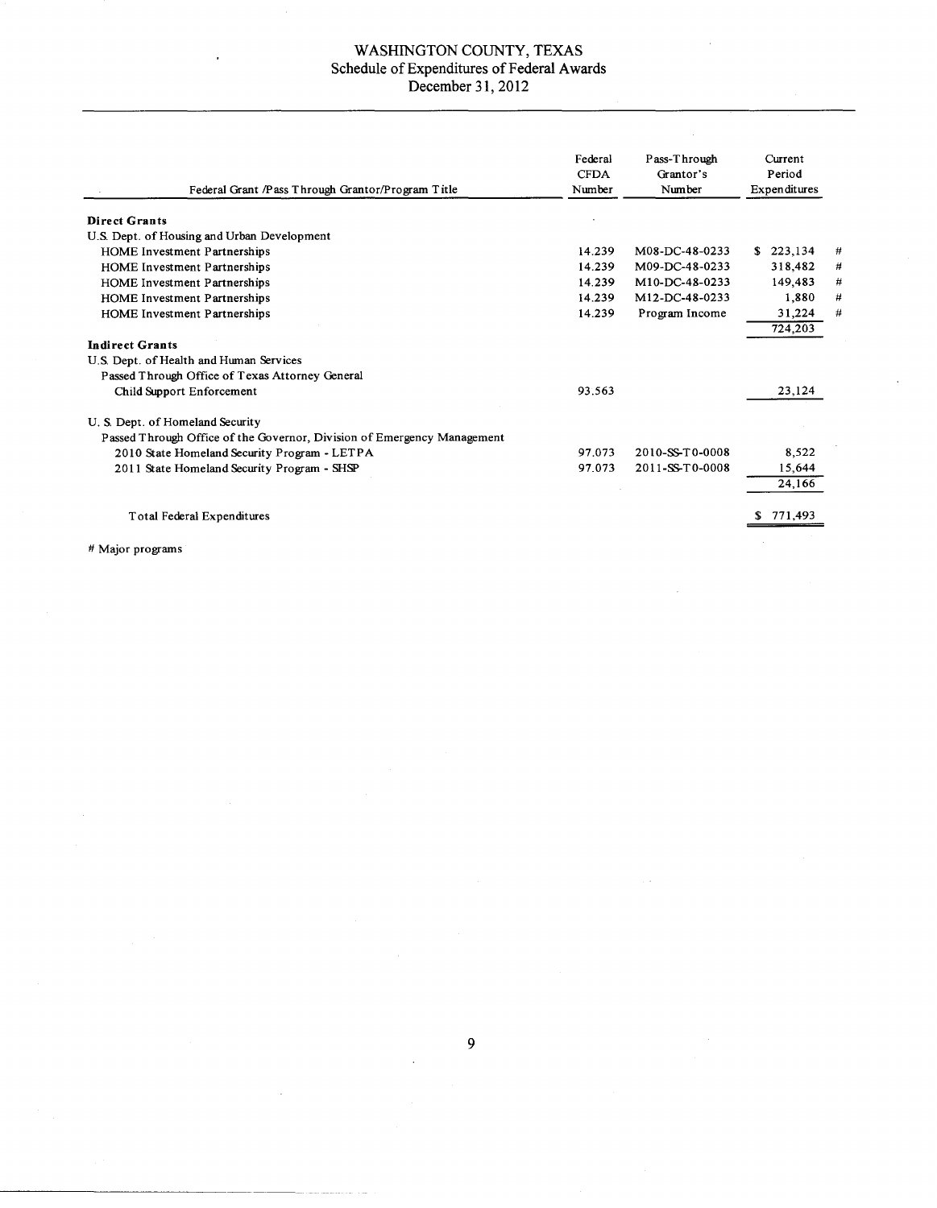# WASHINGTON COUNTY, TEXAS
## Schedule of Expenditures of Federal Awards
## December 31, 2012

| Federal Grant /Pass Through Grantor/Program Title | Federal CFDA Number | Pass-Through Grantor's Number | Current Period Expenditures | |
|---|---|---|---|---|
| **Direct Grants** | | | | |
| U.S. Dept. of Housing and Urban Development | | | | |
| HOME Investment Partnerships | 14.239 | M08-DC-48-0233 | $ 223,134 | # |
| HOME Investment Partnerships | 14.239 | M09-DC-48-0233 | 318,482 | # |
| HOME Investment Partnerships | 14.239 | M10-DC-48-0233 | 149,483 | # |
| HOME Investment Partnerships | 14.239 | M12-DC-48-0233 | 1,880 | # |
| HOME Investment Partnerships | 14.239 | Program Income | 31,224 | # |
| | | | 724,203 | |
| **Indirect Grants** | | | | |
| U.S. Dept. of Health and Human Services | | | | |
| Passed Through Office of Texas Attorney General | | | | |
| Child Support Enforcement | 93.563 | | 23,124 | |
| U. S. Dept. of Homeland Security | | | | |
| Passed Through Office of the Governor, Division of Emergency Management | | | | |
| 2010 State Homeland Security Program - LETPA | 97.073 | 2010-SS-T0-0008 | 8,522 | |
| 2011 State Homeland Security Program - SHSP | 97.073 | 2011-SS-T0-0008 | 15,644 | |
| | | | 24,166 | |
| Total Federal Expenditures | | | $ 771,493 | |

# Major programs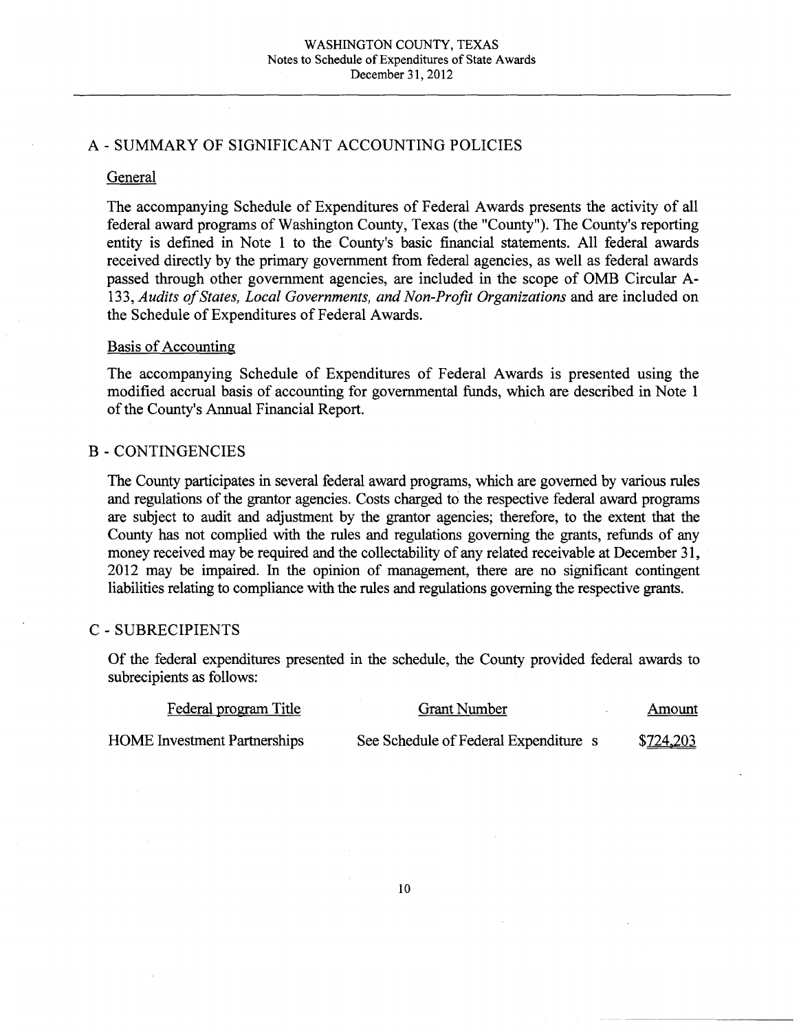## A - SUMMARY OF SIGNIFICANT ACCOUNTING POLICIES

General

The accompanying Schedule of Expenditures of Federal Awards presents the activity of all federal award programs of Washington County, Texas (the "County"). The County's reporting entity is defined in Note 1 to the County's basic financial statements. All federal awards received directly by the primary government from federal agencies, as well as federal awards passed through other government agencies, are included in the scope of OMB Circular A-133, *Audits of States, Local Governments, and Non-Profit Organizations* and are included on the Schedule of Expenditures of Federal Awards.

Basis of Accounting

The accompanying Schedule of Expenditures of Federal Awards is presented using the modified accrual basis of accounting for governmental funds, which are described in Note 1 of the County's Annual Financial Report.

## B - CONTINGENCIES

The County participates in several federal award programs, which are governed by various rules and regulations of the grantor agencies. Costs charged to the respective federal award programs are subject to audit and adjustment by the grantor agencies; therefore, to the extent that the County has not complied with the rules and regulations governing the grants, refunds of any money received may be required and the collectability of any related receivable at December 31, 2012 may be impaired. In the opinion of management, there are no significant contingent liabilities relating to compliance with the rules and regulations governing the respective grants.

## C - SUBRECIPIENTS

Of the federal expenditures presented in the schedule, the County provided federal awards to subrecipients as follows:

| Federal program Title | Grant Number | Amount |
|---|---|---|
| HOME Investment Partnerships | See Schedule of Federal Expenditure s | $724,203 |